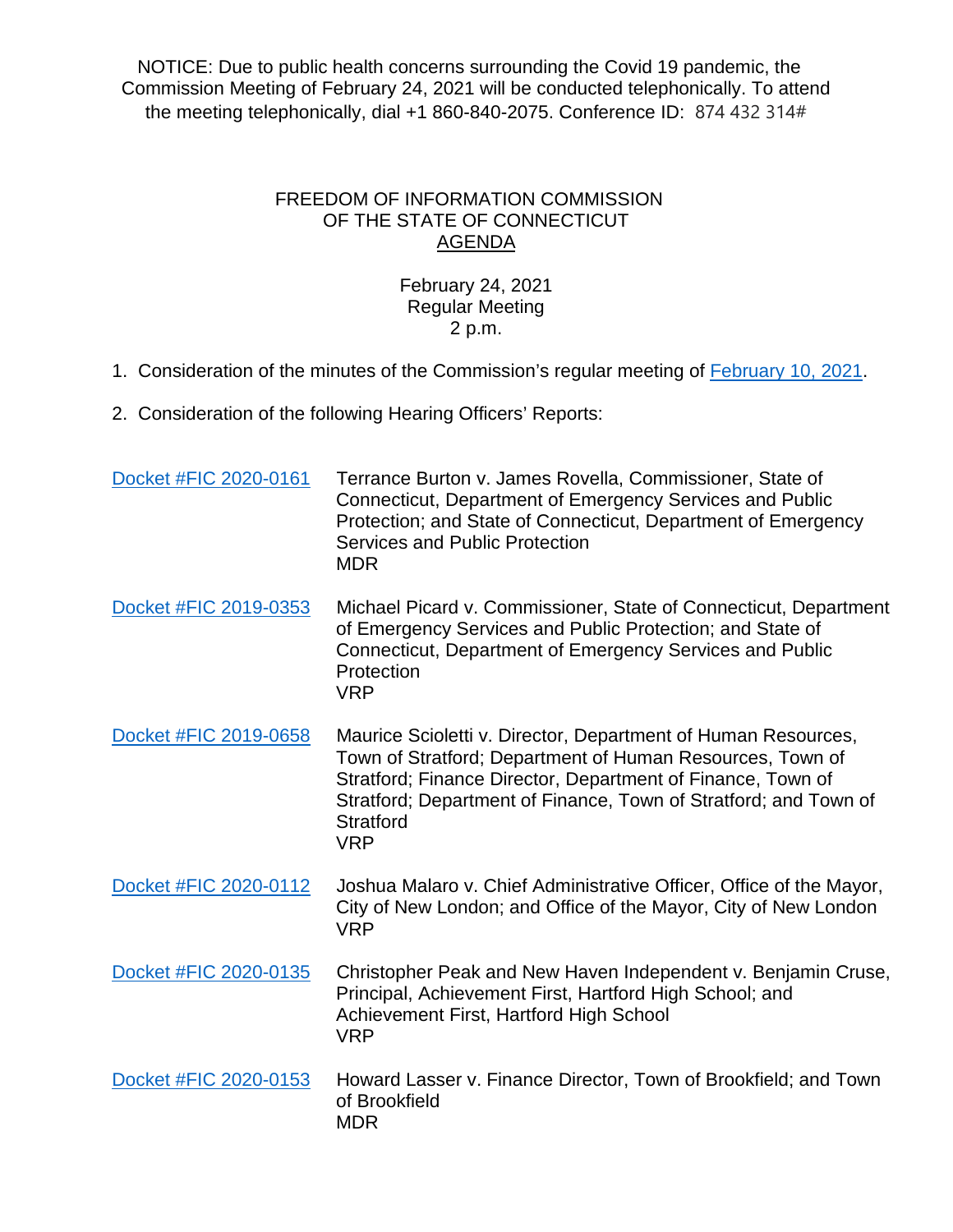NOTICE: Due to public health concerns surrounding the Covid 19 pandemic, the Commission Meeting of February 24, 2021 will be conducted telephonically. To attend the meeting telephonically, dial +1 860-840-2075. Conference ID: 874 432 314#

FREEDOM OF INFORMATION COMMISSION
OF THE STATE OF CONNECTICUT
AGENDA

February 24, 2021
Regular Meeting
2 p.m.

1. Consideration of the minutes of the Commission's regular meeting of February 10, 2021.

2. Consideration of the following Hearing Officers' Reports:

| | |
|---|---|
| Docket #FIC 2020-0161 | Terrance Burton v. James Rovella, Commissioner, State of Connecticut, Department of Emergency Services and Public Protection; and State of Connecticut, Department of Emergency Services and Public Protection<br>MDR |
| Docket #FIC 2019-0353 | Michael Picard v. Commissioner, State of Connecticut, Department of Emergency Services and Public Protection; and State of Connecticut, Department of Emergency Services and Public Protection<br>VRP |
| Docket #FIC 2019-0658 | Maurice Scioletti v. Director, Department of Human Resources, Town of Stratford; Department of Human Resources, Town of Stratford; Finance Director, Department of Finance, Town of Stratford; Department of Finance, Town of Stratford; and Town of Stratford<br>VRP |
| Docket #FIC 2020-0112 | Joshua Malaro v. Chief Administrative Officer, Office of the Mayor, City of New London; and Office of the Mayor, City of New London<br>VRP |
| Docket #FIC 2020-0135 | Christopher Peak and New Haven Independent v. Benjamin Cruse, Principal, Achievement First, Hartford High School; and Achievement First, Hartford High School<br>VRP |
| Docket #FIC 2020-0153 | Howard Lasser v. Finance Director, Town of Brookfield; and Town of Brookfield<br>MDR |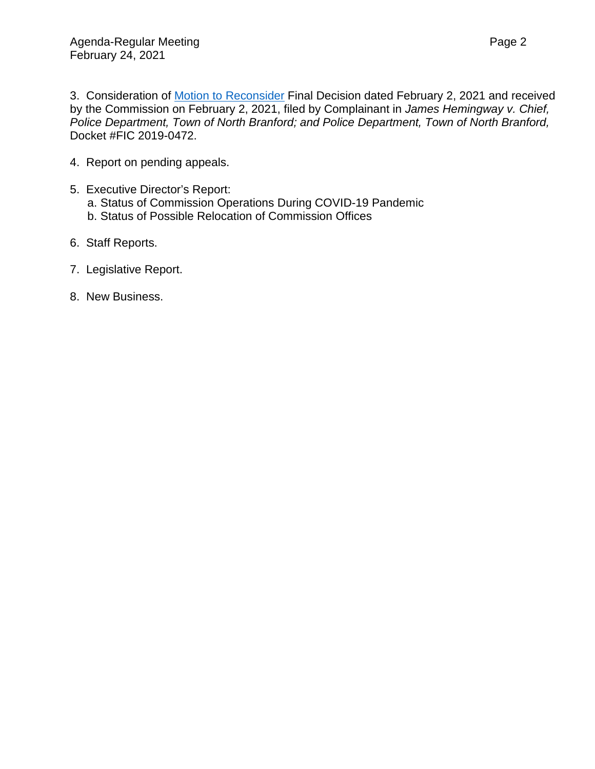3. Consideration of Motion to Reconsider Final Decision dated February 2, 2021 and received by the Commission on February 2, 2021, filed by Complainant in *James Hemingway v. Chief, Police Department, Town of North Branford; and Police Department, Town of North Branford,* Docket #FIC 2019-0472.

4. Report on pending appeals.

5. Executive Director's Report:
   a. Status of Commission Operations During COVID-19 Pandemic
   b. Status of Possible Relocation of Commission Offices

6. Staff Reports.

7. Legislative Report.

8. New Business.